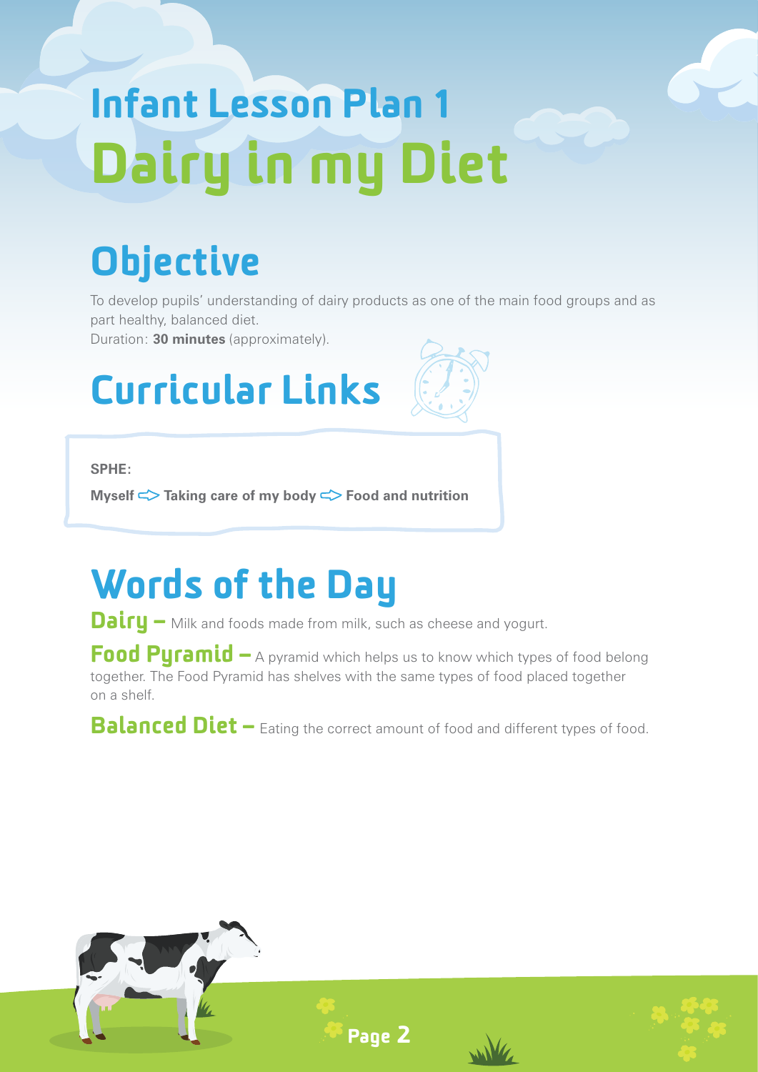# Infant Lesson Plan 1
# Dairy in my Diet

## Objective

To develop pupils' understanding of dairy products as one of the main food groups and as part healthy, balanced diet.
Duration: **30 minutes** (approximately).

## Curricular Links

**SPHE:**

**Myself ⇨ Taking care of my body ⇨ Food and nutrition**

## Words of the Day

**Dairy –** Milk and foods made from milk, such as cheese and yogurt.

**Food Pyramid –** A pyramid which helps us to know which types of food belong together. The Food Pyramid has shelves with the same types of food placed together on a shelf.

**Balanced Diet –** Eating the correct amount of food and different types of food.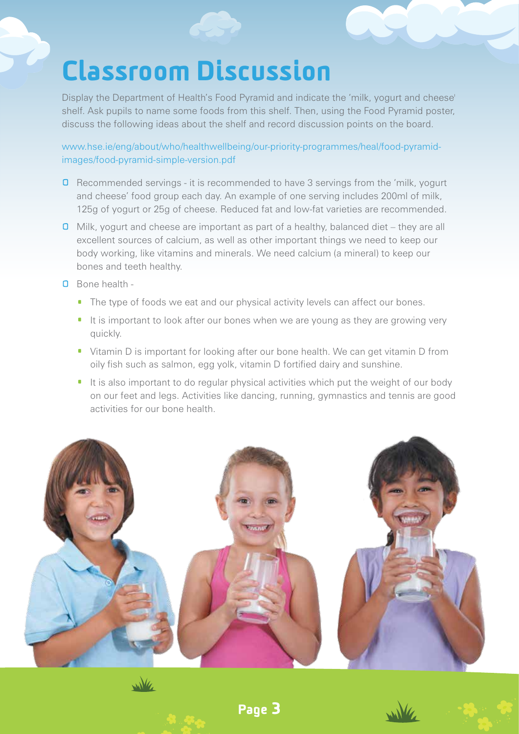# Classroom Discussion

Display the Department of Health's Food Pyramid and indicate the 'milk, yogurt and cheese' shelf. Ask pupils to name some foods from this shelf. Then, using the Food Pyramid poster, discuss the following ideas about the shelf and record discussion points on the board.

www.hse.ie/eng/about/who/healthwellbeing/our-priority-programmes/heal/food-pyramid-images/food-pyramid-simple-version.pdf

- Recommended servings - it is recommended to have 3 servings from the 'milk, yogurt and cheese' food group each day. An example of one serving includes 200ml of milk, 125g of yogurt or 25g of cheese. Reduced fat and low-fat varieties are recommended.
- Milk, yogurt and cheese are important as part of a healthy, balanced diet – they are all excellent sources of calcium, as well as other important things we need to keep our body working, like vitamins and minerals. We need calcium (a mineral) to keep our bones and teeth healthy.
- Bone health -
  - The type of foods we eat and our physical activity levels can affect our bones.
  - It is important to look after our bones when we are young as they are growing very quickly.
  - Vitamin D is important for looking after our bone health. We can get vitamin D from oily fish such as salmon, egg yolk, vitamin D fortified dairy and sunshine.
  - It is also important to do regular physical activities which put the weight of our body on our feet and legs. Activities like dancing, running, gymnastics and tennis are good activities for our bone health.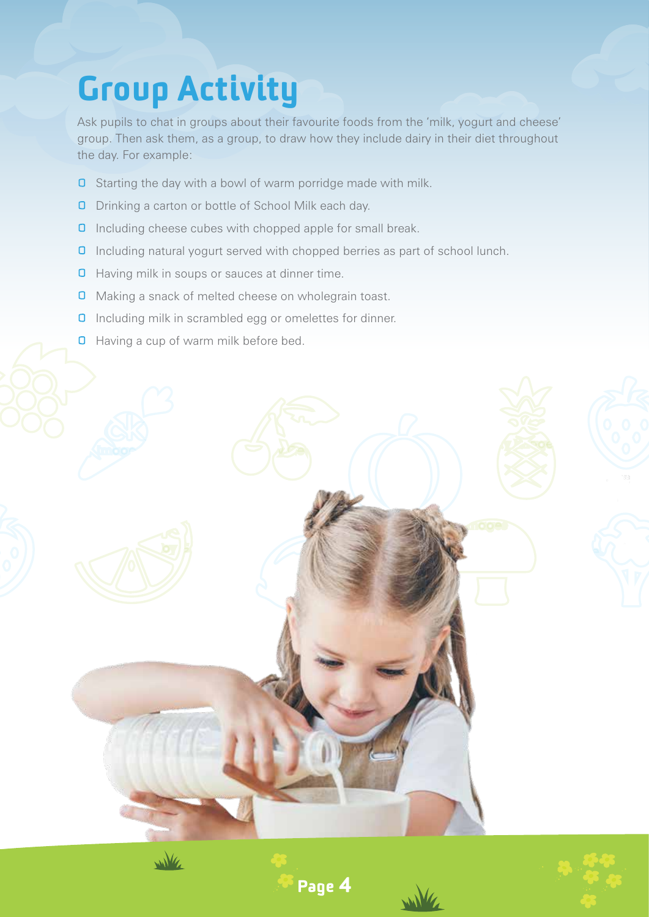# Group Activity

Ask pupils to chat in groups about their favourite foods from the 'milk, yogurt and cheese' group. Then ask them, as a group, to draw how they include dairy in their diet throughout the day. For example:

- Starting the day with a bowl of warm porridge made with milk.
- Drinking a carton or bottle of School Milk each day.
- Including cheese cubes with chopped apple for small break.
- Including natural yogurt served with chopped berries as part of school lunch.
- Having milk in soups or sauces at dinner time.
- Making a snack of melted cheese on wholegrain toast.
- Including milk in scrambled egg or omelettes for dinner.
- Having a cup of warm milk before bed.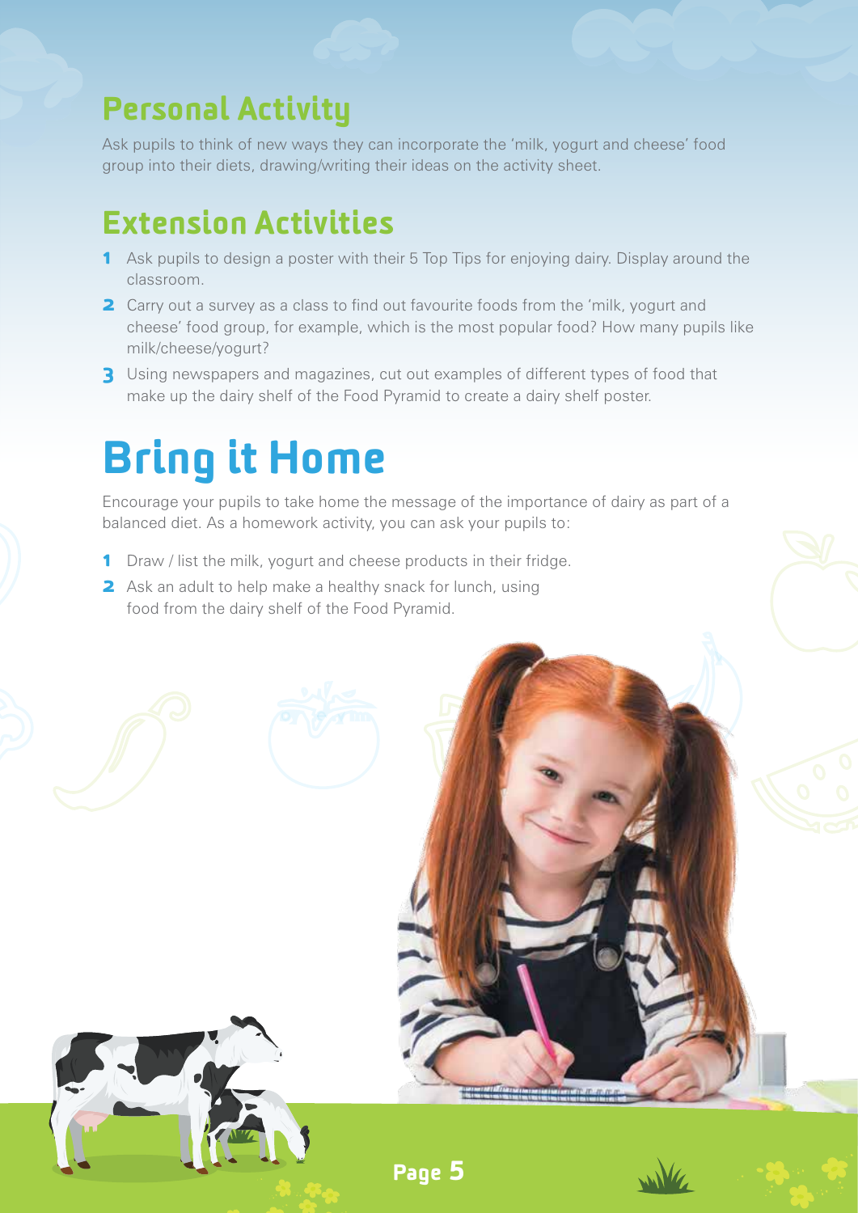## Personal Activity

Ask pupils to think of new ways they can incorporate the 'milk, yogurt and cheese' food group into their diets, drawing/writing their ideas on the activity sheet.

## Extension Activities

1. Ask pupils to design a poster with their 5 Top Tips for enjoying dairy. Display around the classroom.
2. Carry out a survey as a class to find out favourite foods from the 'milk, yogurt and cheese' food group, for example, which is the most popular food? How many pupils like milk/cheese/yogurt?
3. Using newspapers and magazines, cut out examples of different types of food that make up the dairy shelf of the Food Pyramid to create a dairy shelf poster.

# Bring it Home

Encourage your pupils to take home the message of the importance of dairy as part of a balanced diet. As a homework activity, you can ask your pupils to:

1. Draw / list the milk, yogurt and cheese products in their fridge.
2. Ask an adult to help make a healthy snack for lunch, using food from the dairy shelf of the Food Pyramid.